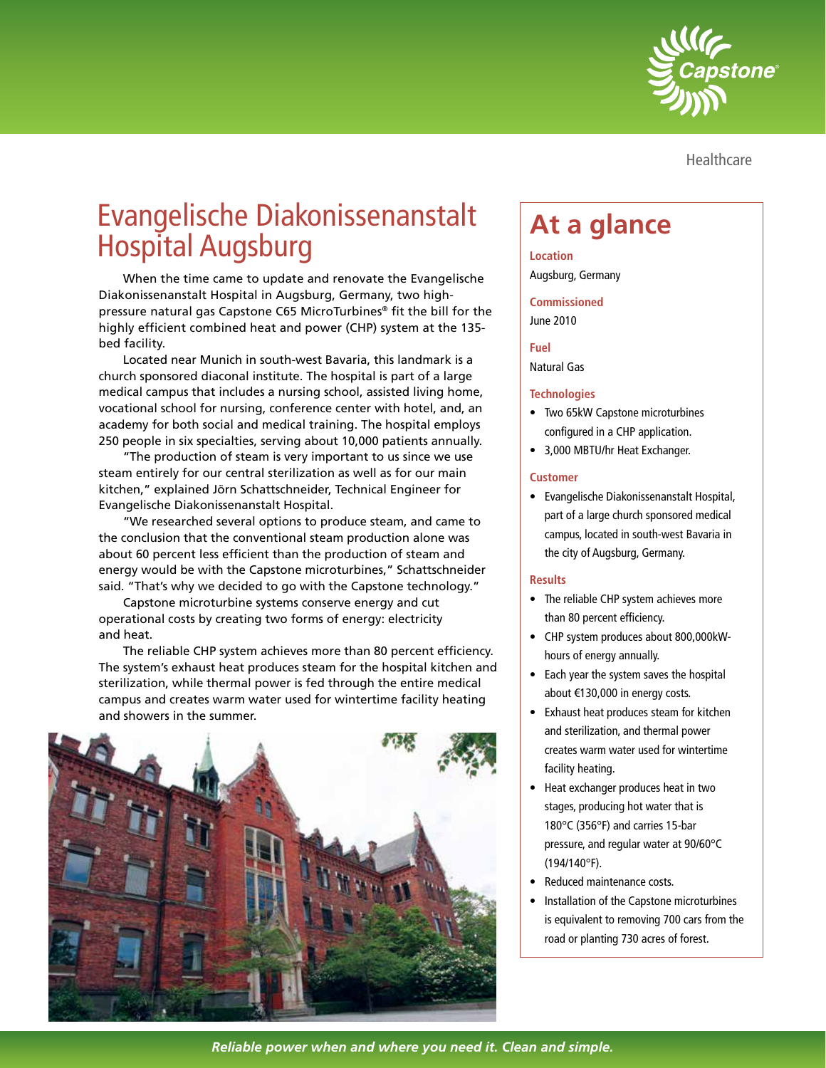Healthcare

# Evangelische Diakonissenanstalt Hospital Augsburg

When the time came to update and renovate the Evangelische Diakonissenanstalt Hospital in Augsburg, Germany, two high-pressure natural gas Capstone C65 MicroTurbines® fit the bill for the highly efficient combined heat and power (CHP) system at the 135-bed facility.

Located near Munich in south-west Bavaria, this landmark is a church sponsored diaconal institute. The hospital is part of a large medical campus that includes a nursing school, assisted living home, vocational school for nursing, conference center with hotel, and, an academy for both social and medical training. The hospital employs 250 people in six specialties, serving about 10,000 patients annually.

"The production of steam is very important to us since we use steam entirely for our central sterilization as well as for our main kitchen," explained Jörn Schattschneider, Technical Engineer for Evangelische Diakonissenanstalt Hospital.

"We researched several options to produce steam, and came to the conclusion that the conventional steam production alone was about 60 percent less efficient than the production of steam and energy would be with the Capstone microturbines," Schattschneider said. "That's why we decided to go with the Capstone technology."

Capstone microturbine systems conserve energy and cut operational costs by creating two forms of energy: electricity and heat.

The reliable CHP system achieves more than 80 percent efficiency. The system's exhaust heat produces steam for the hospital kitchen and sterilization, while thermal power is fed through the entire medical campus and creates warm water used for wintertime facility heating and showers in the summer.

## At a glance

**Location**

Augsburg, Germany

**Commissioned**

June 2010

**Fuel**

Natural Gas

**Technologies**

- Two 65kW Capstone microturbines configured in a CHP application.
- 3,000 MBTU/hr Heat Exchanger.

**Customer**

- Evangelische Diakonissenanstalt Hospital, part of a large church sponsored medical campus, located in south-west Bavaria in the city of Augsburg, Germany.

**Results**

- The reliable CHP system achieves more than 80 percent efficiency.
- CHP system produces about 800,000kW-hours of energy annually.
- Each year the system saves the hospital about €130,000 in energy costs.
- Exhaust heat produces steam for kitchen and sterilization, and thermal power creates warm water used for wintertime facility heating.
- Heat exchanger produces heat in two stages, producing hot water that is 180°C (356°F) and carries 15-bar pressure, and regular water at 90/60°C (194/140°F).
- Reduced maintenance costs.
- Installation of the Capstone microturbines is equivalent to removing 700 cars from the road or planting 730 acres of forest.

*Reliable power when and where you need it. Clean and simple.*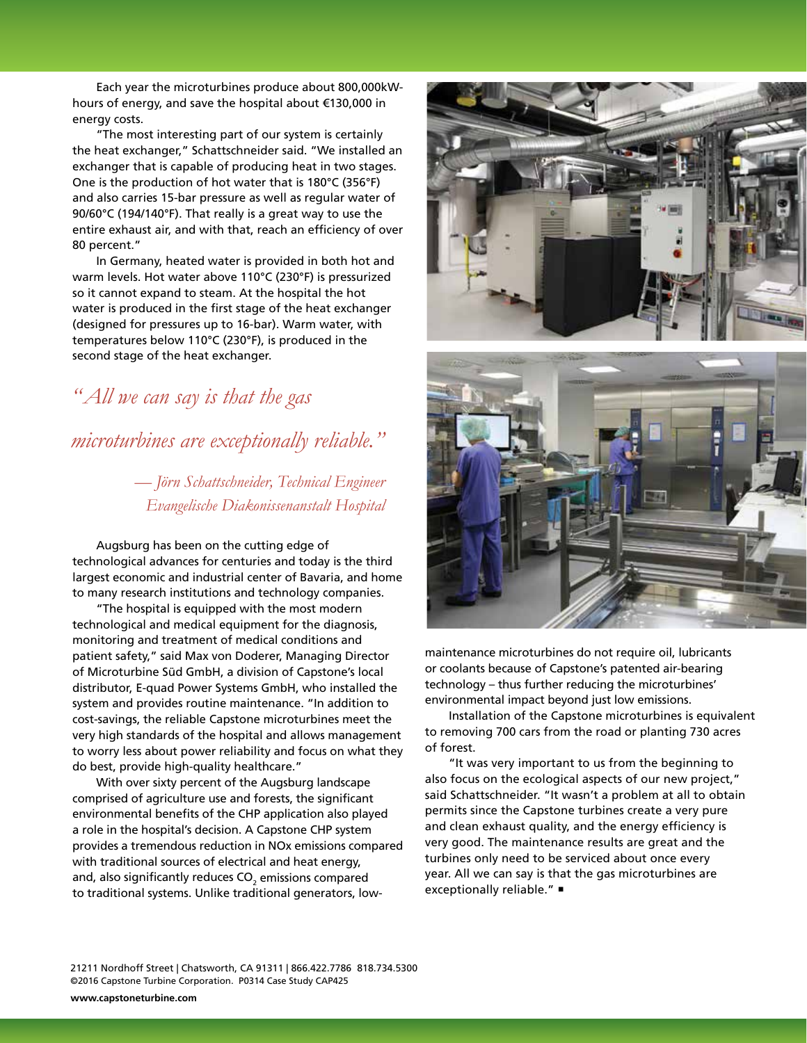Each year the microturbines produce about 800,000kW-hours of energy, and save the hospital about €130,000 in energy costs.

"The most interesting part of our system is certainly the heat exchanger," Schattschneider said. "We installed an exchanger that is capable of producing heat in two stages. One is the production of hot water that is 180°C (356°F) and also carries 15-bar pressure as well as regular water of 90/60°C (194/140°F). That really is a great way to use the entire exhaust air, and with that, reach an efficiency of over 80 percent."

In Germany, heated water is provided in both hot and warm levels. Hot water above 110°C (230°F) is pressurized so it cannot expand to steam. At the hospital the hot water is produced in the first stage of the heat exchanger (designed for pressures up to 16-bar). Warm water, with temperatures below 110°C (230°F), is produced in the second stage of the heat exchanger.

*"All we can say is that the gas microturbines are exceptionally reliable."*

*— Jörn Schattschneider, Technical Engineer*
*Evangelische Diakonissenanstalt Hospital*

Augsburg has been on the cutting edge of technological advances for centuries and today is the third largest economic and industrial center of Bavaria, and home to many research institutions and technology companies.

"The hospital is equipped with the most modern technological and medical equipment for the diagnosis, monitoring and treatment of medical conditions and patient safety," said Max von Doderer, Managing Director of Microturbine Süd GmbH, a division of Capstone's local distributor, E-quad Power Systems GmbH, who installed the system and provides routine maintenance. "In addition to cost-savings, the reliable Capstone microturbines meet the very high standards of the hospital and allows management to worry less about power reliability and focus on what they do best, provide high-quality healthcare."

With over sixty percent of the Augsburg landscape comprised of agriculture use and forests, the significant environmental benefits of the CHP application also played a role in the hospital's decision. A Capstone CHP system provides a tremendous reduction in NOx emissions compared with traditional sources of electrical and heat energy, and, also significantly reduces $CO_2$ emissions compared to traditional systems. Unlike traditional generators, low-maintenance microturbines do not require oil, lubricants or coolants because of Capstone's patented air-bearing technology – thus further reducing the microturbines' environmental impact beyond just low emissions.

Installation of the Capstone microturbines is equivalent to removing 700 cars from the road or planting 730 acres of forest.

"It was very important to us from the beginning to also focus on the ecological aspects of our new project," said Schattschneider. "It wasn't a problem at all to obtain permits since the Capstone turbines create a very pure and clean exhaust quality, and the energy efficiency is very good. The maintenance results are great and the turbines only need to be serviced about once every year. All we can say is that the gas microturbines are exceptionally reliable." ■

21211 Nordhoff Street | Chatsworth, CA 91311 | 866.422.7786 818.734.5300
©2016 Capstone Turbine Corporation. P0314 Case Study CAP425

**www.capstoneturbine.com**